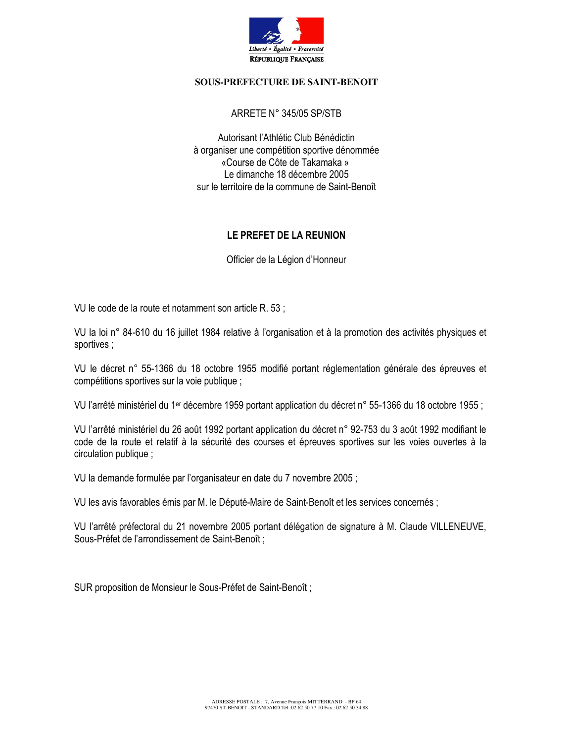Liberté • Égalité • Fraternité

RÉPUBLIQUE FRANÇAISE

**SOUS-PREFECTURE DE SAINT-BENOIT**

ARRETE N° 345/05 SP/STB

Autorisant l'Athlétic Club Bénédictin
à organiser une compétition sportive dénommée
«Course de Côte de Takamaka »
Le dimanche 18 décembre 2005
sur le territoire de la commune de Saint-Benoît

**LE PREFET DE LA REUNION**

Officier de la Légion d'Honneur

VU le code de la route et notamment son article R. 53 ;

VU la loi n° 84-610 du 16 juillet 1984 relative à l'organisation et à la promotion des activités physiques et sportives ;

VU le décret n° 55-1366 du 18 octobre 1955 modifié portant réglementation générale des épreuves et compétitions sportives sur la voie publique ;

VU l'arrêté ministériel du 1er décembre 1959 portant application du décret n° 55-1366 du 18 octobre 1955 ;

VU l'arrêté ministériel du 26 août 1992 portant application du décret n° 92-753 du 3 août 1992 modifiant le code de la route et relatif à la sécurité des courses et épreuves sportives sur les voies ouvertes à la circulation publique ;

VU la demande formulée par l'organisateur en date du 7 novembre 2005 ;

VU les avis favorables émis par M. le Député-Maire de Saint-Benoît et les services concernés ;

VU l'arrêté préfectoral du 21 novembre 2005 portant délégation de signature à M. Claude VILLENEUVE, Sous-Préfet de l'arrondissement de Saint-Benoît ;

SUR proposition de Monsieur le Sous-Préfet de Saint-Benoît ;

ADRESSE POSTALE : 7, Avenue François MITTERRAND - BP 64
97470 ST-BENOIT - STANDARD Tél :02 62 50 77 10 Fax : 02 62 50 34 88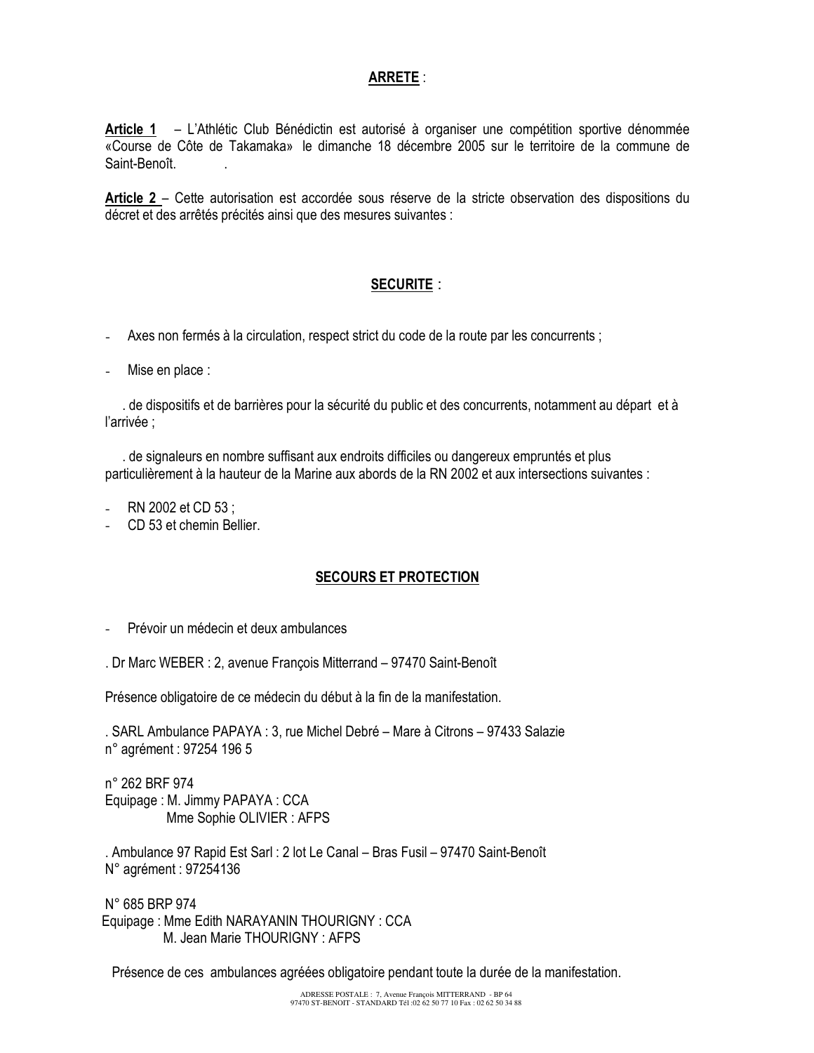**ARRETE** :

**Article 1** – L'Athlétic Club Bénédictin est autorisé à organiser une compétition sportive dénommée «Course de Côte de Takamaka» le dimanche 18 décembre 2005 sur le territoire de la commune de Saint-Benoît. .

**Article 2** – Cette autorisation est accordée sous réserve de la stricte observation des dispositions du décret et des arrêtés précités ainsi que des mesures suivantes :

**SECURITE** :

- Axes non fermés à la circulation, respect strict du code de la route par les concurrents ;
- Mise en place :

. de dispositifs et de barrières pour la sécurité du public et des concurrents, notamment au départ et à l'arrivée ;

. de signaleurs en nombre suffisant aux endroits difficiles ou dangereux empruntés et plus particulièrement à la hauteur de la Marine aux abords de la RN 2002 et aux intersections suivantes :

- RN 2002 et CD 53 ;
- CD 53 et chemin Bellier.

**SECOURS ET PROTECTION**

- Prévoir un médecin et deux ambulances

. Dr Marc WEBER : 2, avenue François Mitterrand – 97470 Saint-Benoît

Présence obligatoire de ce médecin du début à la fin de la manifestation.

. SARL Ambulance PAPAYA : 3, rue Michel Debré – Mare à Citrons – 97433 Salazie
n° agrément : 97254 196 5

n° 262 BRF 974
Equipage : M. Jimmy PAPAYA : CCA
Mme Sophie OLIVIER : AFPS

. Ambulance 97 Rapid Est Sarl : 2 lot Le Canal – Bras Fusil – 97470 Saint-Benoît
N° agrément : 97254136

N° 685 BRP 974
Equipage : Mme Edith NARAYANIN THOURIGNY : CCA
M. Jean Marie THOURIGNY : AFPS

Présence de ces ambulances agréées obligatoire pendant toute la durée de la manifestation.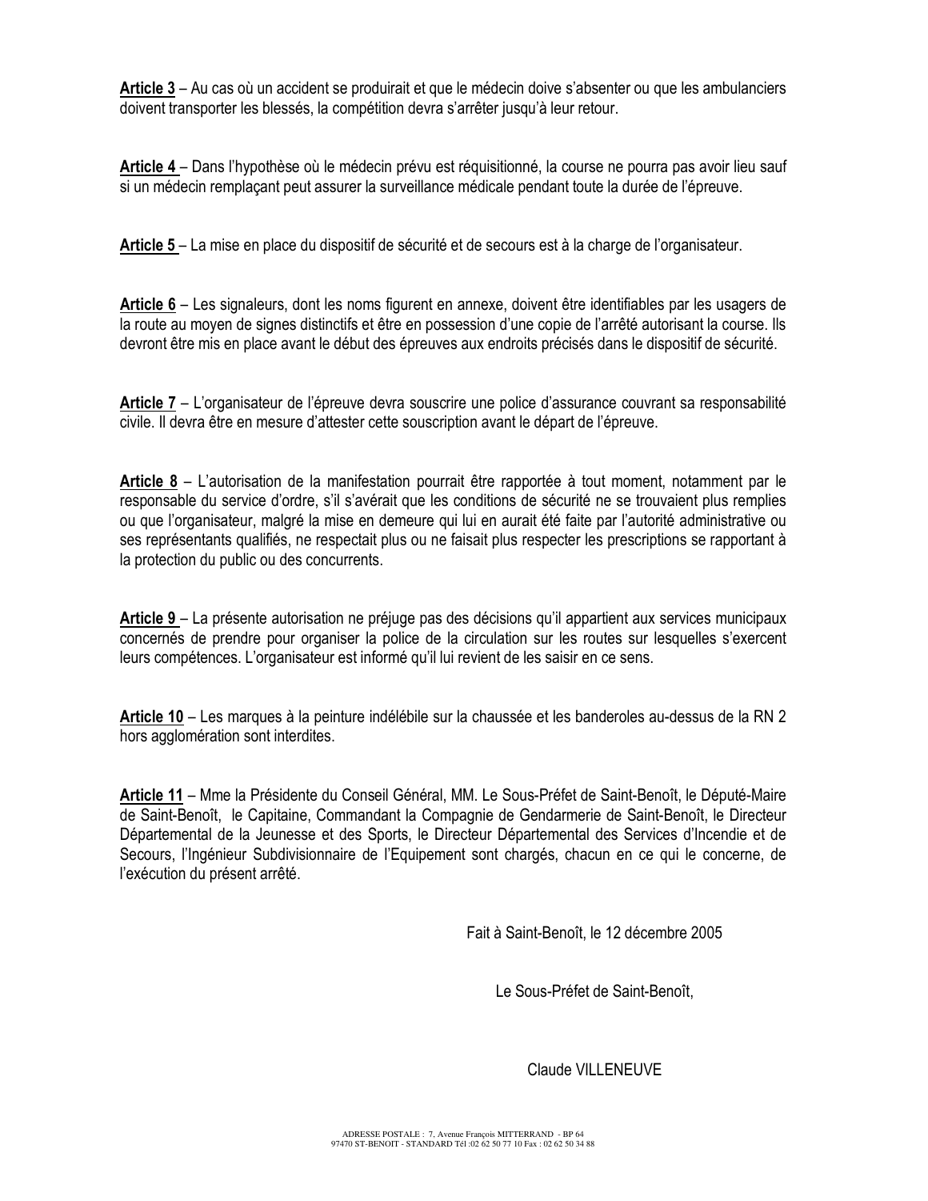**Article 3** – Au cas où un accident se produirait et que le médecin doive s'absenter ou que les ambulanciers doivent transporter les blessés, la compétition devra s'arrêter jusqu'à leur retour.

**Article 4** – Dans l'hypothèse où le médecin prévu est réquisitionné, la course ne pourra pas avoir lieu sauf si un médecin remplaçant peut assurer la surveillance médicale pendant toute la durée de l'épreuve.

**Article 5** – La mise en place du dispositif de sécurité et de secours est à la charge de l'organisateur.

**Article 6** – Les signaleurs, dont les noms figurent en annexe, doivent être identifiables par les usagers de la route au moyen de signes distinctifs et être en possession d'une copie de l'arrêté autorisant la course. Ils devront être mis en place avant le début des épreuves aux endroits précisés dans le dispositif de sécurité.

**Article 7** – L'organisateur de l'épreuve devra souscrire une police d'assurance couvrant sa responsabilité civile. Il devra être en mesure d'attester cette souscription avant le départ de l'épreuve.

**Article 8** – L'autorisation de la manifestation pourrait être rapportée à tout moment, notamment par le responsable du service d'ordre, s'il s'avérait que les conditions de sécurité ne se trouvaient plus remplies ou que l'organisateur, malgré la mise en demeure qui lui en aurait été faite par l'autorité administrative ou ses représentants qualifiés, ne respectait plus ou ne faisait plus respecter les prescriptions se rapportant à la protection du public ou des concurrents.

**Article 9** – La présente autorisation ne préjuge pas des décisions qu'il appartient aux services municipaux concernés de prendre pour organiser la police de la circulation sur les routes sur lesquelles s'exercent leurs compétences. L'organisateur est informé qu'il lui revient de les saisir en ce sens.

**Article 10** – Les marques à la peinture indélébile sur la chaussée et les banderoles au-dessus de la RN 2 hors agglomération sont interdites.

**Article 11** – Mme la Présidente du Conseil Général, MM. Le Sous-Préfet de Saint-Benoît, le Député-Maire de Saint-Benoît, le Capitaine, Commandant la Compagnie de Gendarmerie de Saint-Benoît, le Directeur Départemental de la Jeunesse et des Sports, le Directeur Départemental des Services d'Incendie et de Secours, l'Ingénieur Subdivisionnaire de l'Equipement sont chargés, chacun en ce qui le concerne, de l'exécution du présent arrêté.

Fait à Saint-Benoît, le 12 décembre 2005

Le Sous-Préfet de Saint-Benoît,

Claude VILLENEUVE

ADRESSE POSTALE : 7, Avenue François MITTERRAND - BP 64
97470 ST-BENOIT - STANDARD Tél :02 62 50 77 10 Fax : 02 62 50 34 88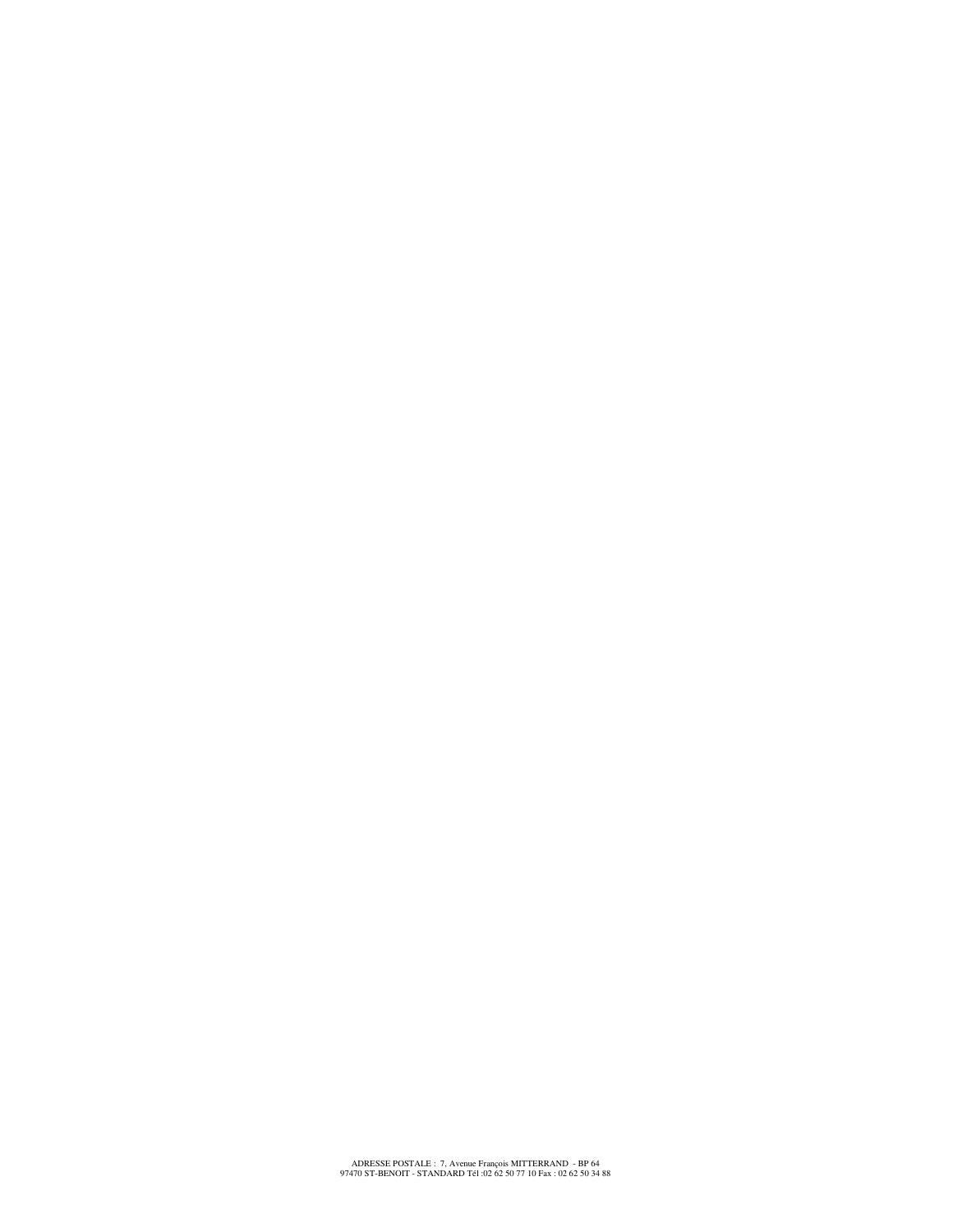ADRESSE POSTALE : 7, Avenue François MITTERRAND - BP 64
97470 ST-BENOIT - STANDARD Tél :02 62 50 77 10 Fax : 02 62 50 34 88